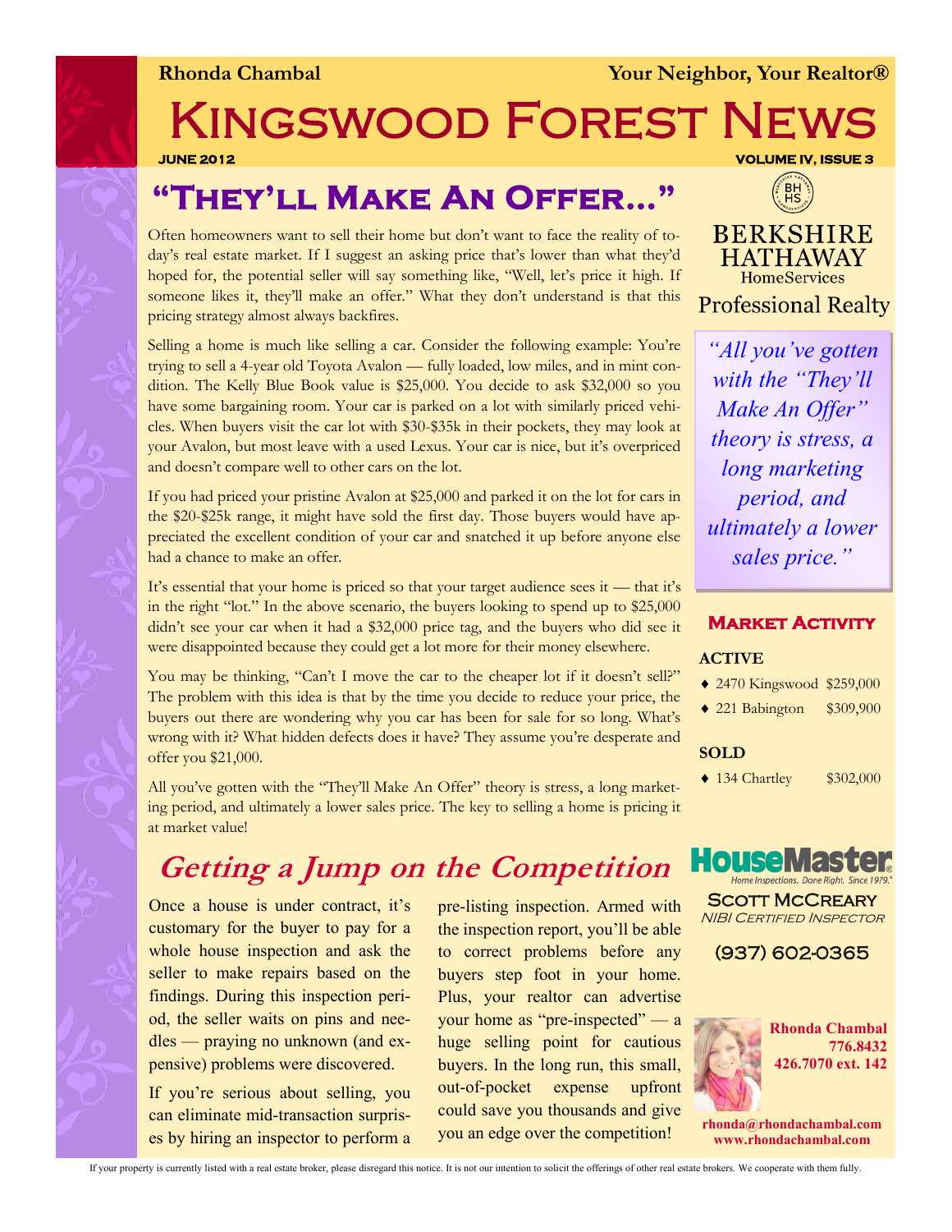**Rhonda Chambal** **Your Neighbor, Your Realtor®**

# Kingswood Forest News

**JUNE 2012** **VOLUME IV, ISSUE 3**

## "They'll Make An Offer..."

Often homeowners want to sell their home but don't want to face the reality of today's real estate market. If I suggest an asking price that's lower than what they'd hoped for, the potential seller will say something like, "Well, let's price it high. If someone likes it, they'll make an offer." What they don't understand is that this pricing strategy almost always backfires.

Selling a home is much like selling a car. Consider the following example: You're trying to sell a 4-year old Toyota Avalon — fully loaded, low miles, and in mint condition. The Kelly Blue Book value is $25,000. You decide to ask $32,000 so you have some bargaining room. Your car is parked on a lot with similarly priced vehicles. When buyers visit the car lot with $30-$35k in their pockets, they may look at your Avalon, but most leave with a used Lexus. Your car is nice, but it's overpriced and doesn't compare well to other cars on the lot.

If you had priced your pristine Avalon at $25,000 and parked it on the lot for cars in the $20-$25k range, it might have sold the first day. Those buyers would have appreciated the excellent condition of your car and snatched it up before anyone else had a chance to make an offer.

It's essential that your home is priced so that your target audience sees it — that it's in the right "lot." In the above scenario, the buyers looking to spend up to $25,000 didn't see your car when it had a $32,000 price tag, and the buyers who did see it were disappointed because they could get a lot more for their money elsewhere.

You may be thinking, "Can't I move the car to the cheaper lot if it doesn't sell?" The problem with this idea is that by the time you decide to reduce your price, the buyers out there are wondering why you car has been for sale for so long. What's wrong with it? What hidden defects does it have? They assume you're desperate and offer you $21,000.

All you've gotten with the "They'll Make An Offer" theory is stress, a long marketing period, and ultimately a lower sales price. The key to selling a home is pricing it at market value!

> *"All you've gotten with the "They'll Make An Offer" theory is stress, a long marketing period, and ultimately a lower sales price."*

## *Getting a Jump on the Competition*

Once a house is under contract, it's customary for the buyer to pay for a whole house inspection and ask the seller to make repairs based on the findings. During this inspection period, the seller waits on pins and needles — praying no unknown (and expensive) problems were discovered.

If you're serious about selling, you can eliminate mid-transaction surprises by hiring an inspector to perform a pre-listing inspection. Armed with the inspection report, you'll be able to correct problems before any buyers step foot in your home. Plus, your realtor can advertise your home as "pre-inspected" — a huge selling point for cautious buyers. In the long run, this small, out-of-pocket expense upfront could save you thousands and give you an edge over the competition!

BERKSHIRE HATHAWAY HomeServices
Professional Realty

### Market Activity

**ACTIVE**

- 2470 Kingswood $259,000
- 221 Babington $309,900

**SOLD**

- 134 Chartley $302,000

**HouseMaster** Home Inspections. Done Right. Since 1979.

Scott McCreary
*NIBI Certified Inspector*

(937) 602-0365

**Rhonda Chambal**
**776.8432**
**426.7070 ext. 142**

**rhonda@rhondachambal.com**
**www.rhondachambal.com**

If your property is currently listed with a real estate broker, please disregard this notice. It is not our intention to solicit the offerings of other real estate brokers. We cooperate with them fully.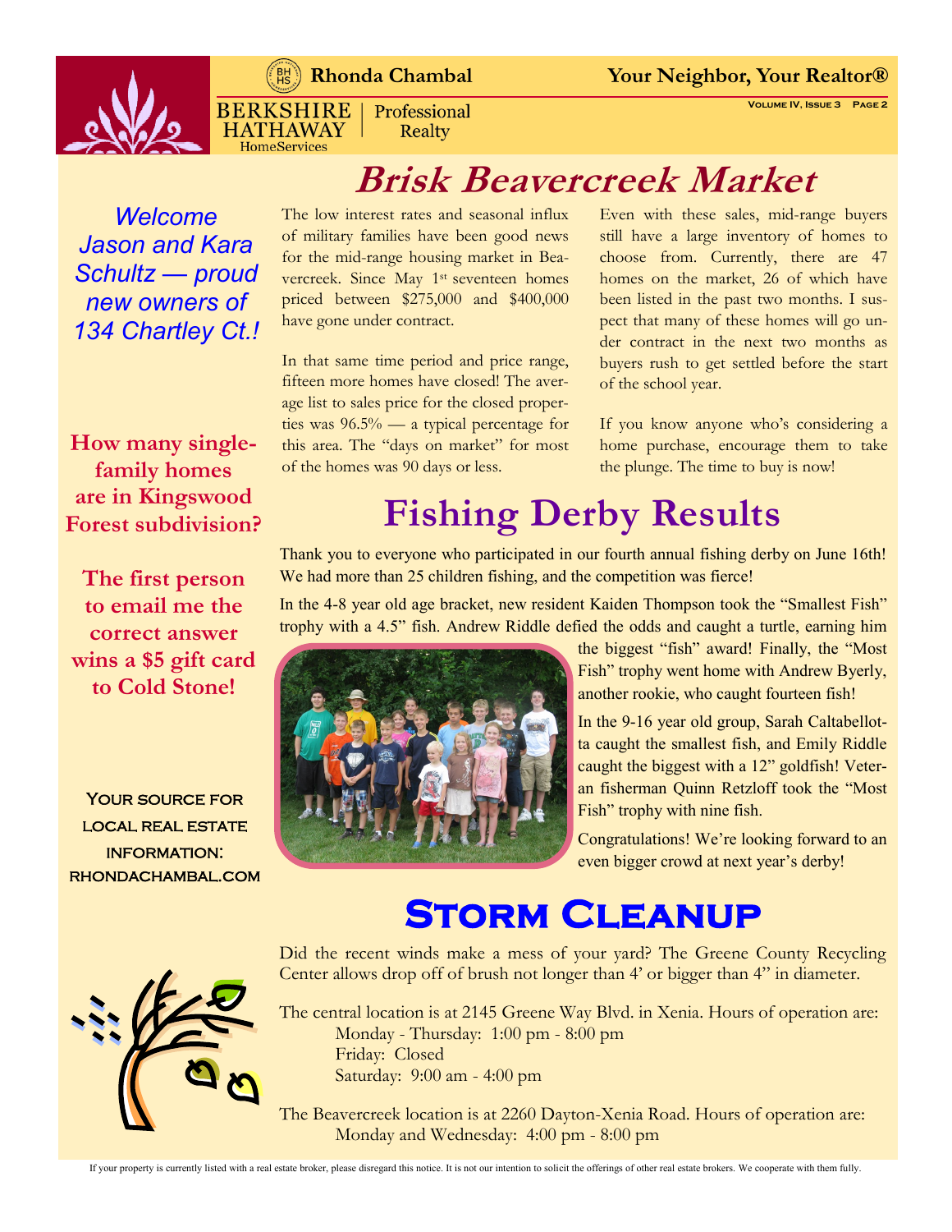Rhonda Chambal

Berkshire Hathaway HomeServices | Professional Realty

Your Neighbor, Your Realtor®

# Brisk Beavercreek Market

*Welcome Jason and Kara Schultz — proud new owners of 134 Chartley Ct.!*

The low interest rates and seasonal influx of military families have been good news for the mid-range housing market in Beavercreek. Since May 1st seventeen homes priced between $275,000 and $400,000 have gone under contract.

In that same time period and price range, fifteen more homes have closed! The average list to sales price for the closed properties was 96.5% — a typical percentage for this area. The "days on market" for most of the homes was 90 days or less.

Even with these sales, mid-range buyers still have a large inventory of homes to choose from. Currently, there are 47 homes on the market, 26 of which have been listed in the past two months. I suspect that many of these homes will go under contract in the next two months as buyers rush to get settled before the start of the school year.

If you know anyone who's considering a home purchase, encourage them to take the plunge. The time to buy is now!

**How many single-family homes are in Kingswood Forest subdivision?**

**The first person to email me the correct answer wins a $5 gift card to Cold Stone!**

# Fishing Derby Results

Thank you to everyone who participated in our fourth annual fishing derby on June 16th! We had more than 25 children fishing, and the competition was fierce!

In the 4-8 year old age bracket, new resident Kaiden Thompson took the "Smallest Fish" trophy with a 4.5" fish. Andrew Riddle defied the odds and caught a turtle, earning him the biggest "fish" award! Finally, the "Most Fish" trophy went home with Andrew Byerly, another rookie, who caught fourteen fish!

In the 9-16 year old group, Sarah Caltabellotta caught the smallest fish, and Emily Riddle caught the biggest with a 12" goldfish! Veteran fisherman Quinn Retzloff took the "Most Fish" trophy with nine fish.

Congratulations! We're looking forward to an even bigger crowd at next year's derby!

**YOUR SOURCE FOR LOCAL REAL ESTATE INFORMATION: RHONDACHAMBAL.COM**

# Storm Cleanup

Did the recent winds make a mess of your yard? The Greene County Recycling Center allows drop off of brush not longer than 4' or bigger than 4" in diameter.

The central location is at 2145 Greene Way Blvd. in Xenia. Hours of operation are:

Monday - Thursday: 1:00 pm - 8:00 pm
Friday: Closed
Saturday: 9:00 am - 4:00 pm

The Beavercreek location is at 2260 Dayton-Xenia Road. Hours of operation are:

Monday and Wednesday: 4:00 pm - 8:00 pm

If your property is currently listed with a real estate broker, please disregard this notice. It is not our intention to solicit the offerings of other real estate brokers. We cooperate with them fully.